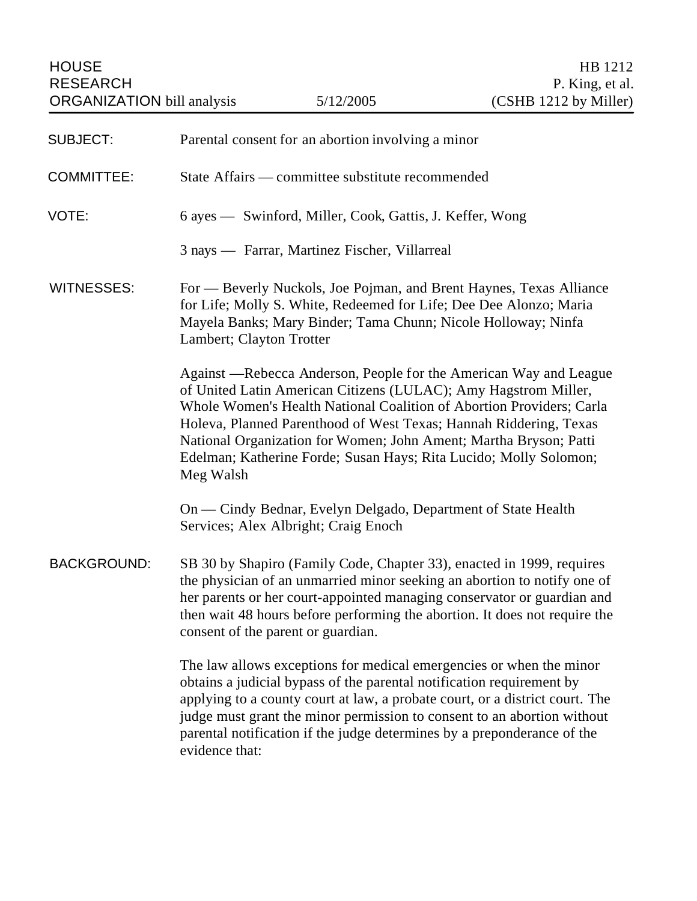HOUSE RESEARCH ORGANIZATION bill analysis — 5/12/2005

HB 1212
P. King, et al.
(CSHB 1212 by Miller)

**SUBJECT:** Parental consent for an abortion involving a minor

**COMMITTEE:** State Affairs — committee substitute recommended

**VOTE:** 6 ayes — Swinford, Miller, Cook, Gattis, J. Keffer, Wong

3 nays — Farrar, Martinez Fischer, Villarreal

**WITNESSES:** For — Beverly Nuckols, Joe Pojman, and Brent Haynes, Texas Alliance for Life; Molly S. White, Redeemed for Life; Dee Dee Alonzo; Maria Mayela Banks; Mary Binder; Tama Chunn; Nicole Holloway; Ninfa Lambert; Clayton Trotter

Against —Rebecca Anderson, People for the American Way and League of United Latin American Citizens (LULAC); Amy Hagstrom Miller, Whole Women's Health National Coalition of Abortion Providers; Carla Holeva, Planned Parenthood of West Texas; Hannah Riddering, Texas National Organization for Women; John Ament; Martha Bryson; Patti Edelman; Katherine Forde; Susan Hays; Rita Lucido; Molly Solomon; Meg Walsh

On — Cindy Bednar, Evelyn Delgado, Department of State Health Services; Alex Albright; Craig Enoch

**BACKGROUND:** SB 30 by Shapiro (Family Code, Chapter 33), enacted in 1999, requires the physician of an unmarried minor seeking an abortion to notify one of her parents or her court-appointed managing conservator or guardian and then wait 48 hours before performing the abortion. It does not require the consent of the parent or guardian.

The law allows exceptions for medical emergencies or when the minor obtains a judicial bypass of the parental notification requirement by applying to a county court at law, a probate court, or a district court. The judge must grant the minor permission to consent to an abortion without parental notification if the judge determines by a preponderance of the evidence that: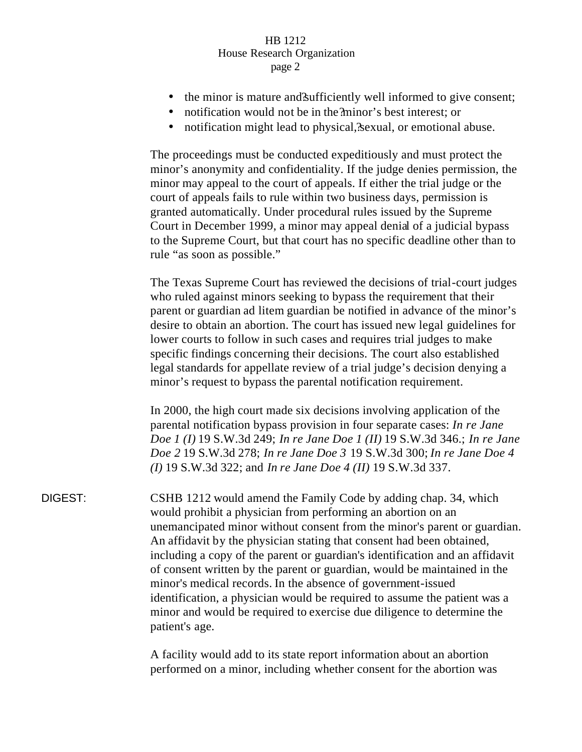- the minor is mature and sufficiently well informed to give consent;
- notification would not be in the minor's best interest; or
- notification might lead to physical, sexual, or emotional abuse.

The proceedings must be conducted expeditiously and must protect the minor's anonymity and confidentiality. If the judge denies permission, the minor may appeal to the court of appeals. If either the trial judge or the court of appeals fails to rule within two business days, permission is granted automatically. Under procedural rules issued by the Supreme Court in December 1999, a minor may appeal denial of a judicial bypass to the Supreme Court, but that court has no specific deadline other than to rule "as soon as possible."

The Texas Supreme Court has reviewed the decisions of trial-court judges who ruled against minors seeking to bypass the requirement that their parent or guardian ad litem guardian be notified in advance of the minor's desire to obtain an abortion. The court has issued new legal guidelines for lower courts to follow in such cases and requires trial judges to make specific findings concerning their decisions. The court also established legal standards for appellate review of a trial judge's decision denying a minor's request to bypass the parental notification requirement.

In 2000, the high court made six decisions involving application of the parental notification bypass provision in four separate cases: *In re Jane Doe 1 (I)* 19 S.W.3d 249; *In re Jane Doe 1 (II)* 19 S.W.3d 346.; *In re Jane Doe 2* 19 S.W.3d 278; *In re Jane Doe 3* 19 S.W.3d 300; *In re Jane Doe 4 (I)* 19 S.W.3d 322; and *In re Jane Doe 4 (II)* 19 S.W.3d 337.

DIGEST: CSHB 1212 would amend the Family Code by adding chap. 34, which would prohibit a physician from performing an abortion on an unemancipated minor without consent from the minor's parent or guardian. An affidavit by the physician stating that consent had been obtained, including a copy of the parent or guardian's identification and an affidavit of consent written by the parent or guardian, would be maintained in the minor's medical records. In the absence of government-issued identification, a physician would be required to assume the patient was a minor and would be required to exercise due diligence to determine the patient's age.

A facility would add to its state report information about an abortion performed on a minor, including whether consent for the abortion was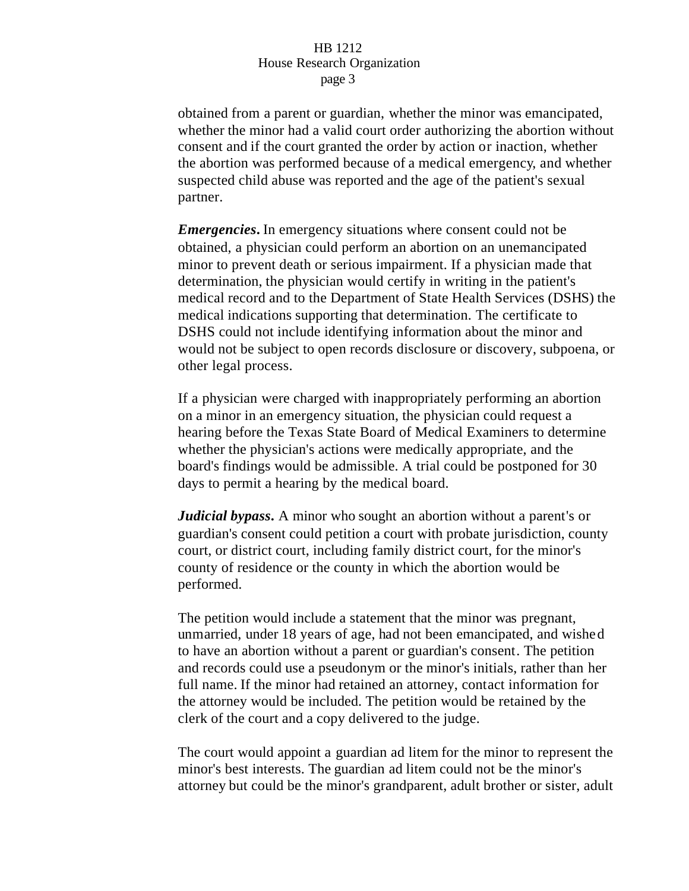obtained from a parent or guardian, whether the minor was emancipated, whether the minor had a valid court order authorizing the abortion without consent and if the court granted the order by action or inaction, whether the abortion was performed because of a medical emergency, and whether suspected child abuse was reported and the age of the patient's sexual partner.

***Emergencies***. In emergency situations where consent could not be obtained, a physician could perform an abortion on an unemancipated minor to prevent death or serious impairment. If a physician made that determination, the physician would certify in writing in the patient's medical record and to the Department of State Health Services (DSHS) the medical indications supporting that determination. The certificate to DSHS could not include identifying information about the minor and would not be subject to open records disclosure or discovery, subpoena, or other legal process.

If a physician were charged with inappropriately performing an abortion on a minor in an emergency situation, the physician could request a hearing before the Texas State Board of Medical Examiners to determine whether the physician's actions were medically appropriate, and the board's findings would be admissible. A trial could be postponed for 30 days to permit a hearing by the medical board.

***Judicial bypass***. A minor who sought an abortion without a parent's or guardian's consent could petition a court with probate jurisdiction, county court, or district court, including family district court, for the minor's county of residence or the county in which the abortion would be performed.

The petition would include a statement that the minor was pregnant, unmarried, under 18 years of age, had not been emancipated, and wished to have an abortion without a parent or guardian's consent. The petition and records could use a pseudonym or the minor's initials, rather than her full name. If the minor had retained an attorney, contact information for the attorney would be included. The petition would be retained by the clerk of the court and a copy delivered to the judge.

The court would appoint a guardian ad litem for the minor to represent the minor's best interests. The guardian ad litem could not be the minor's attorney but could be the minor's grandparent, adult brother or sister, adult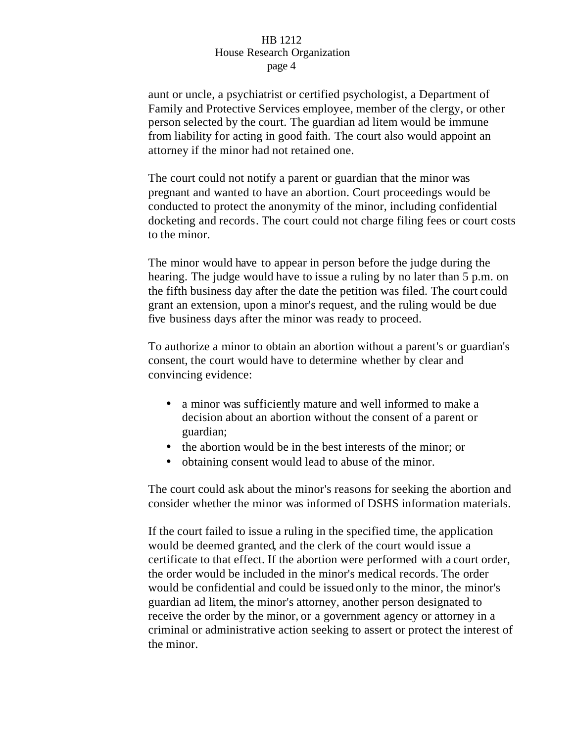aunt or uncle, a psychiatrist or certified psychologist, a Department of Family and Protective Services employee, member of the clergy, or other person selected by the court. The guardian ad litem would be immune from liability for acting in good faith. The court also would appoint an attorney if the minor had not retained one.

The court could not notify a parent or guardian that the minor was pregnant and wanted to have an abortion. Court proceedings would be conducted to protect the anonymity of the minor, including confidential docketing and records. The court could not charge filing fees or court costs to the minor.

The minor would have to appear in person before the judge during the hearing. The judge would have to issue a ruling by no later than 5 p.m. on the fifth business day after the date the petition was filed. The court could grant an extension, upon a minor's request, and the ruling would be due five business days after the minor was ready to proceed.

To authorize a minor to obtain an abortion without a parent's or guardian's consent, the court would have to determine whether by clear and convincing evidence:

- a minor was sufficiently mature and well informed to make a decision about an abortion without the consent of a parent or guardian;
- the abortion would be in the best interests of the minor; or
- obtaining consent would lead to abuse of the minor.

The court could ask about the minor's reasons for seeking the abortion and consider whether the minor was informed of DSHS information materials.

If the court failed to issue a ruling in the specified time, the application would be deemed granted, and the clerk of the court would issue a certificate to that effect. If the abortion were performed with a court order, the order would be included in the minor's medical records. The order would be confidential and could be issued only to the minor, the minor's guardian ad litem, the minor's attorney, another person designated to receive the order by the minor, or a government agency or attorney in a criminal or administrative action seeking to assert or protect the interest of the minor.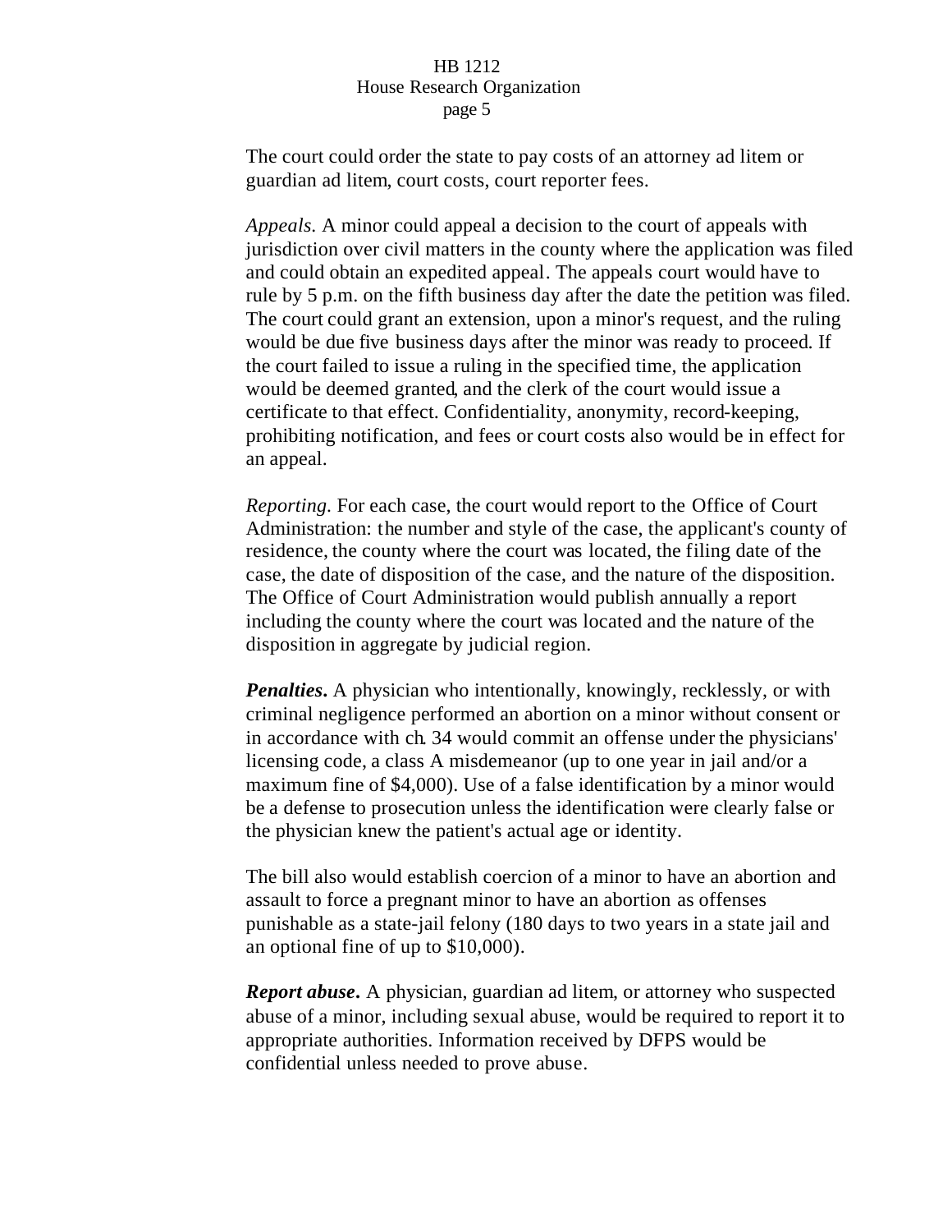The court could order the state to pay costs of an attorney ad litem or guardian ad litem, court costs, court reporter fees.

*Appeals.* A minor could appeal a decision to the court of appeals with jurisdiction over civil matters in the county where the application was filed and could obtain an expedited appeal. The appeals court would have to rule by 5 p.m. on the fifth business day after the date the petition was filed. The court could grant an extension, upon a minor's request, and the ruling would be due five business days after the minor was ready to proceed. If the court failed to issue a ruling in the specified time, the application would be deemed granted, and the clerk of the court would issue a certificate to that effect. Confidentiality, anonymity, record-keeping, prohibiting notification, and fees or court costs also would be in effect for an appeal.

*Reporting.* For each case, the court would report to the Office of Court Administration: the number and style of the case, the applicant's county of residence, the county where the court was located, the filing date of the case, the date of disposition of the case, and the nature of the disposition. The Office of Court Administration would publish annually a report including the county where the court was located and the nature of the disposition in aggregate by judicial region.

***Penalties.*** A physician who intentionally, knowingly, recklessly, or with criminal negligence performed an abortion on a minor without consent or in accordance with ch. 34 would commit an offense under the physicians' licensing code, a class A misdemeanor (up to one year in jail and/or a maximum fine of $4,000). Use of a false identification by a minor would be a defense to prosecution unless the identification were clearly false or the physician knew the patient's actual age or identity.

The bill also would establish coercion of a minor to have an abortion and assault to force a pregnant minor to have an abortion as offenses punishable as a state-jail felony (180 days to two years in a state jail and an optional fine of up to $10,000).

***Report abuse.*** A physician, guardian ad litem, or attorney who suspected abuse of a minor, including sexual abuse, would be required to report it to appropriate authorities. Information received by DFPS would be confidential unless needed to prove abuse.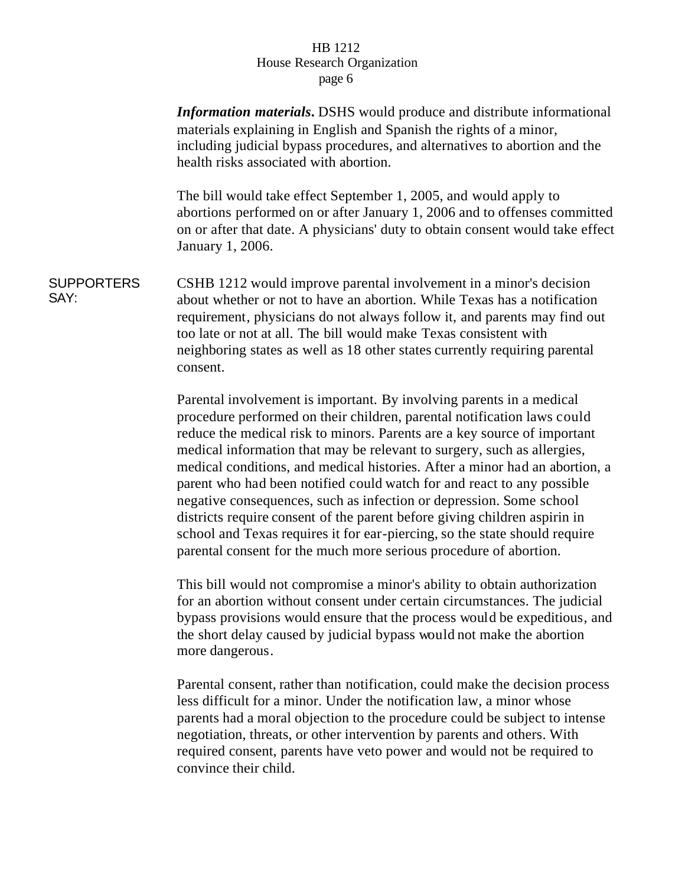***Information materials.*** DSHS would produce and distribute informational materials explaining in English and Spanish the rights of a minor, including judicial bypass procedures, and alternatives to abortion and the health risks associated with abortion.

The bill would take effect September 1, 2005, and would apply to abortions performed on or after January 1, 2006 and to offenses committed on or after that date. A physicians' duty to obtain consent would take effect January 1, 2006.

**SUPPORTERS SAY:**

CSHB 1212 would improve parental involvement in a minor's decision about whether or not to have an abortion. While Texas has a notification requirement, physicians do not always follow it, and parents may find out too late or not at all. The bill would make Texas consistent with neighboring states as well as 18 other states currently requiring parental consent.

Parental involvement is important. By involving parents in a medical procedure performed on their children, parental notification laws could reduce the medical risk to minors. Parents are a key source of important medical information that may be relevant to surgery, such as allergies, medical conditions, and medical histories. After a minor had an abortion, a parent who had been notified could watch for and react to any possible negative consequences, such as infection or depression. Some school districts require consent of the parent before giving children aspirin in school and Texas requires it for ear-piercing, so the state should require parental consent for the much more serious procedure of abortion.

This bill would not compromise a minor's ability to obtain authorization for an abortion without consent under certain circumstances. The judicial bypass provisions would ensure that the process would be expeditious, and the short delay caused by judicial bypass would not make the abortion more dangerous.

Parental consent, rather than notification, could make the decision process less difficult for a minor. Under the notification law, a minor whose parents had a moral objection to the procedure could be subject to intense negotiation, threats, or other intervention by parents and others. With required consent, parents have veto power and would not be required to convince their child.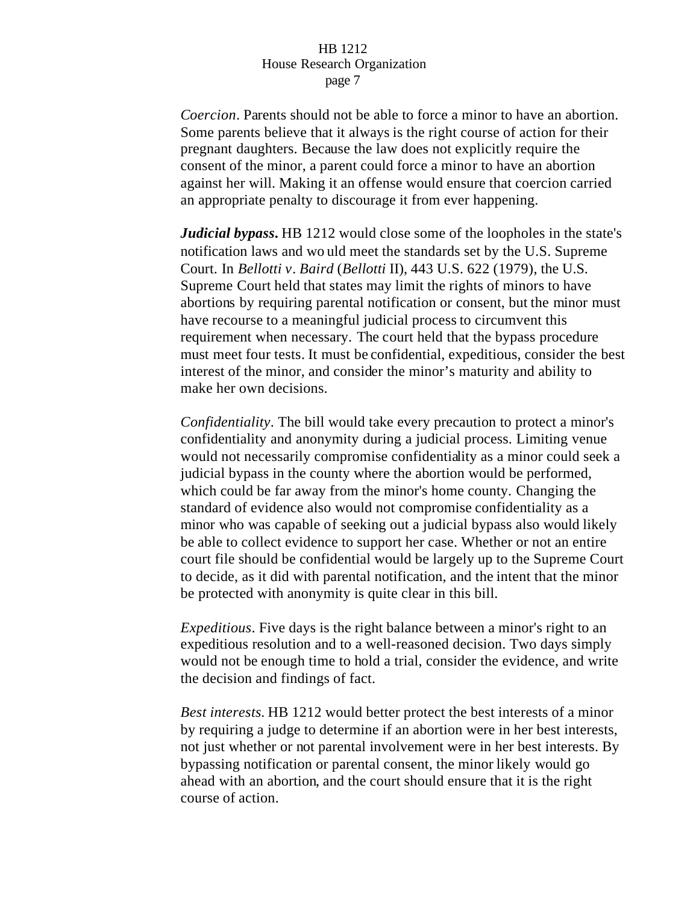*Coercion*. Parents should not be able to force a minor to have an abortion. Some parents believe that it always is the right course of action for their pregnant daughters. Because the law does not explicitly require the consent of the minor, a parent could force a minor to have an abortion against her will. Making it an offense would ensure that coercion carried an appropriate penalty to discourage it from ever happening.

***Judicial bypass*.** HB 1212 would close some of the loopholes in the state's notification laws and would meet the standards set by the U.S. Supreme Court. In *Bellotti v. Baird* (*Bellotti* II), 443 U.S. 622 (1979), the U.S. Supreme Court held that states may limit the rights of minors to have abortions by requiring parental notification or consent, but the minor must have recourse to a meaningful judicial process to circumvent this requirement when necessary. The court held that the bypass procedure must meet four tests. It must be confidential, expeditious, consider the best interest of the minor, and consider the minor's maturity and ability to make her own decisions.

*Confidentiality*. The bill would take every precaution to protect a minor's confidentiality and anonymity during a judicial process. Limiting venue would not necessarily compromise confidentiality as a minor could seek a judicial bypass in the county where the abortion would be performed, which could be far away from the minor's home county. Changing the standard of evidence also would not compromise confidentiality as a minor who was capable of seeking out a judicial bypass also would likely be able to collect evidence to support her case. Whether or not an entire court file should be confidential would be largely up to the Supreme Court to decide, as it did with parental notification, and the intent that the minor be protected with anonymity is quite clear in this bill.

*Expeditious*. Five days is the right balance between a minor's right to an expeditious resolution and to a well-reasoned decision. Two days simply would not be enough time to hold a trial, consider the evidence, and write the decision and findings of fact.

*Best interests.* HB 1212 would better protect the best interests of a minor by requiring a judge to determine if an abortion were in her best interests, not just whether or not parental involvement were in her best interests. By bypassing notification or parental consent, the minor likely would go ahead with an abortion, and the court should ensure that it is the right course of action.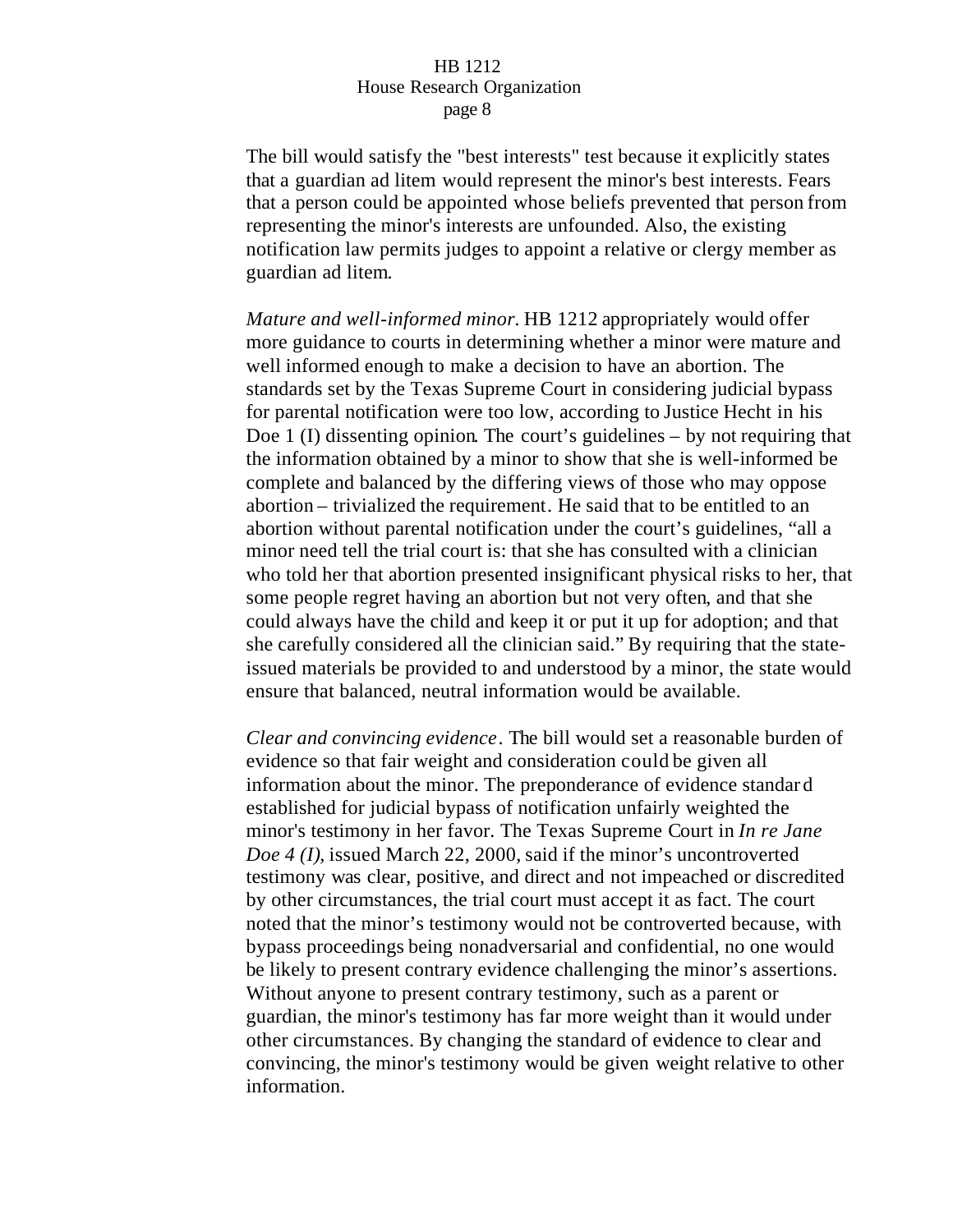The bill would satisfy the "best interests" test because it explicitly states that a guardian ad litem would represent the minor's best interests. Fears that a person could be appointed whose beliefs prevented that person from representing the minor's interests are unfounded. Also, the existing notification law permits judges to appoint a relative or clergy member as guardian ad litem.

*Mature and well-informed minor.* HB 1212 appropriately would offer more guidance to courts in determining whether a minor were mature and well informed enough to make a decision to have an abortion. The standards set by the Texas Supreme Court in considering judicial bypass for parental notification were too low, according to Justice Hecht in his Doe 1 (I) dissenting opinion. The court's guidelines – by not requiring that the information obtained by a minor to show that she is well-informed be complete and balanced by the differing views of those who may oppose abortion – trivialized the requirement. He said that to be entitled to an abortion without parental notification under the court's guidelines, "all a minor need tell the trial court is: that she has consulted with a clinician who told her that abortion presented insignificant physical risks to her, that some people regret having an abortion but not very often, and that she could always have the child and keep it or put it up for adoption; and that she carefully considered all the clinician said." By requiring that the state-issued materials be provided to and understood by a minor, the state would ensure that balanced, neutral information would be available.

*Clear and convincing evidence.* The bill would set a reasonable burden of evidence so that fair weight and consideration could be given all information about the minor. The preponderance of evidence standard established for judicial bypass of notification unfairly weighted the minor's testimony in her favor. The Texas Supreme Court in *In re Jane Doe 4 (I)*, issued March 22, 2000, said if the minor's uncontroverted testimony was clear, positive, and direct and not impeached or discredited by other circumstances, the trial court must accept it as fact. The court noted that the minor's testimony would not be controverted because, with bypass proceedings being nonadversarial and confidential, no one would be likely to present contrary evidence challenging the minor's assertions. Without anyone to present contrary testimony, such as a parent or guardian, the minor's testimony has far more weight than it would under other circumstances. By changing the standard of evidence to clear and convincing, the minor's testimony would be given weight relative to other information.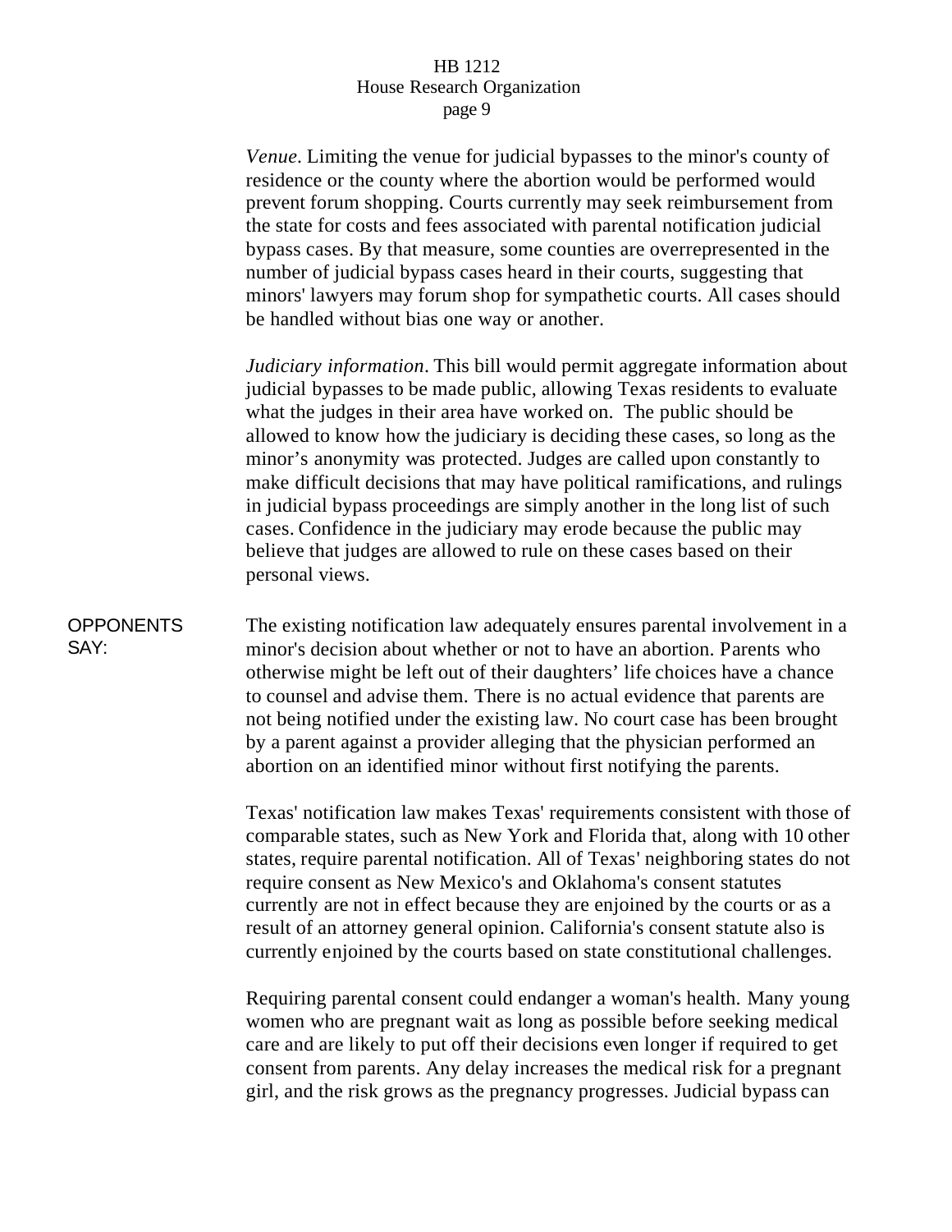*Venue*. Limiting the venue for judicial bypasses to the minor's county of residence or the county where the abortion would be performed would prevent forum shopping. Courts currently may seek reimbursement from the state for costs and fees associated with parental notification judicial bypass cases. By that measure, some counties are overrepresented in the number of judicial bypass cases heard in their courts, suggesting that minors' lawyers may forum shop for sympathetic courts. All cases should be handled without bias one way or another.

*Judiciary information*. This bill would permit aggregate information about judicial bypasses to be made public, allowing Texas residents to evaluate what the judges in their area have worked on. The public should be allowed to know how the judiciary is deciding these cases, so long as the minor's anonymity was protected. Judges are called upon constantly to make difficult decisions that may have political ramifications, and rulings in judicial bypass proceedings are simply another in the long list of such cases. Confidence in the judiciary may erode because the public may believe that judges are allowed to rule on these cases based on their personal views.

**OPPONENTS SAY:**

The existing notification law adequately ensures parental involvement in a minor's decision about whether or not to have an abortion. Parents who otherwise might be left out of their daughters' life choices have a chance to counsel and advise them. There is no actual evidence that parents are not being notified under the existing law. No court case has been brought by a parent against a provider alleging that the physician performed an abortion on an identified minor without first notifying the parents.

Texas' notification law makes Texas' requirements consistent with those of comparable states, such as New York and Florida that, along with 10 other states, require parental notification. All of Texas' neighboring states do not require consent as New Mexico's and Oklahoma's consent statutes currently are not in effect because they are enjoined by the courts or as a result of an attorney general opinion. California's consent statute also is currently enjoined by the courts based on state constitutional challenges.

Requiring parental consent could endanger a woman's health. Many young women who are pregnant wait as long as possible before seeking medical care and are likely to put off their decisions even longer if required to get consent from parents. Any delay increases the medical risk for a pregnant girl, and the risk grows as the pregnancy progresses. Judicial bypass can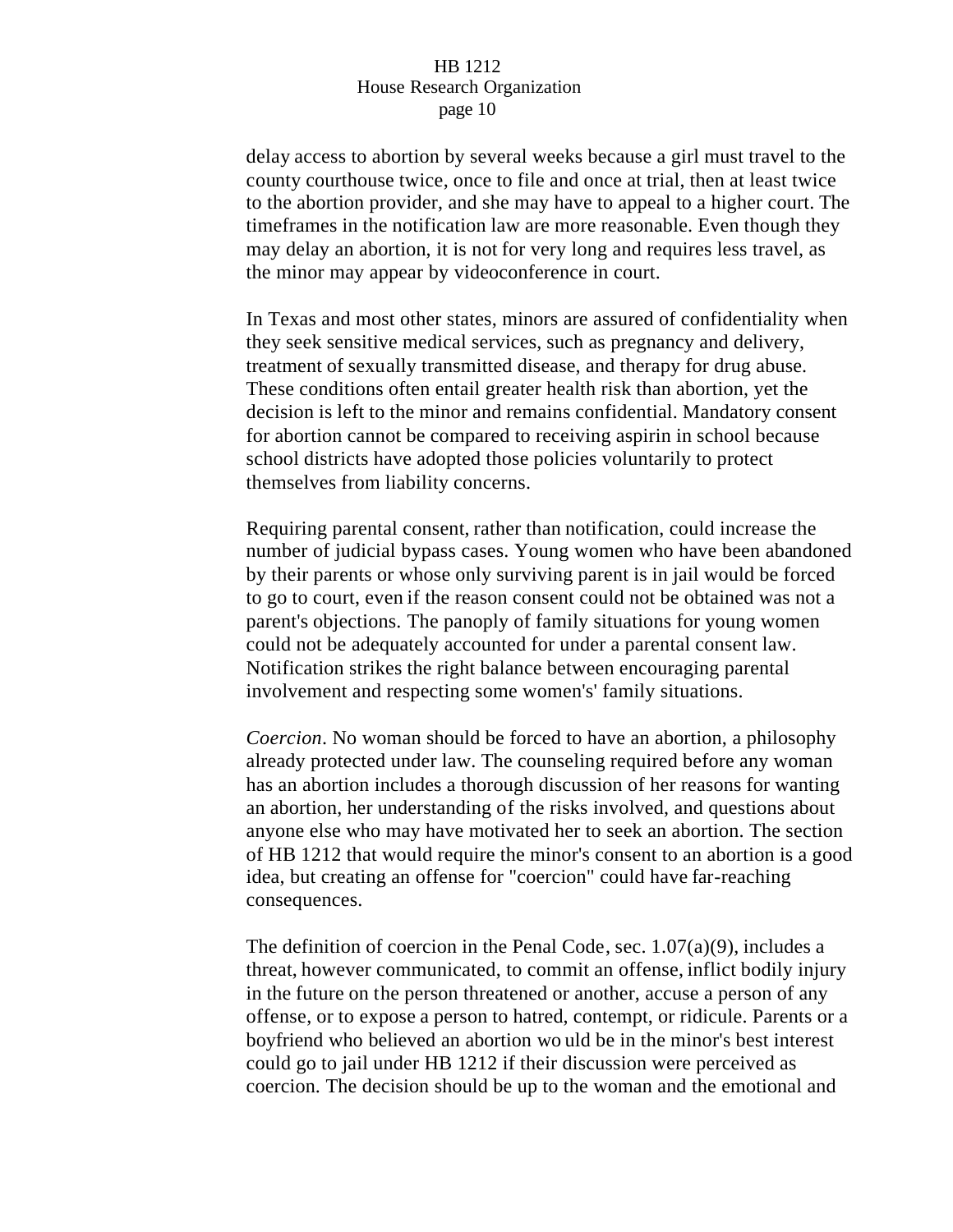delay access to abortion by several weeks because a girl must travel to the county courthouse twice, once to file and once at trial, then at least twice to the abortion provider, and she may have to appeal to a higher court. The timeframes in the notification law are more reasonable. Even though they may delay an abortion, it is not for very long and requires less travel, as the minor may appear by videoconference in court.

In Texas and most other states, minors are assured of confidentiality when they seek sensitive medical services, such as pregnancy and delivery, treatment of sexually transmitted disease, and therapy for drug abuse. These conditions often entail greater health risk than abortion, yet the decision is left to the minor and remains confidential. Mandatory consent for abortion cannot be compared to receiving aspirin in school because school districts have adopted those policies voluntarily to protect themselves from liability concerns.

Requiring parental consent, rather than notification, could increase the number of judicial bypass cases. Young women who have been abandoned by their parents or whose only surviving parent is in jail would be forced to go to court, even if the reason consent could not be obtained was not a parent's objections. The panoply of family situations for young women could not be adequately accounted for under a parental consent law. Notification strikes the right balance between encouraging parental involvement and respecting some women's' family situations.

*Coercion*. No woman should be forced to have an abortion, a philosophy already protected under law. The counseling required before any woman has an abortion includes a thorough discussion of her reasons for wanting an abortion, her understanding of the risks involved, and questions about anyone else who may have motivated her to seek an abortion. The section of HB 1212 that would require the minor's consent to an abortion is a good idea, but creating an offense for "coercion" could have far-reaching consequences.

The definition of coercion in the Penal Code, sec. 1.07(a)(9), includes a threat, however communicated, to commit an offense, inflict bodily injury in the future on the person threatened or another, accuse a person of any offense, or to expose a person to hatred, contempt, or ridicule. Parents or a boyfriend who believed an abortion would be in the minor's best interest could go to jail under HB 1212 if their discussion were perceived as coercion. The decision should be up to the woman and the emotional and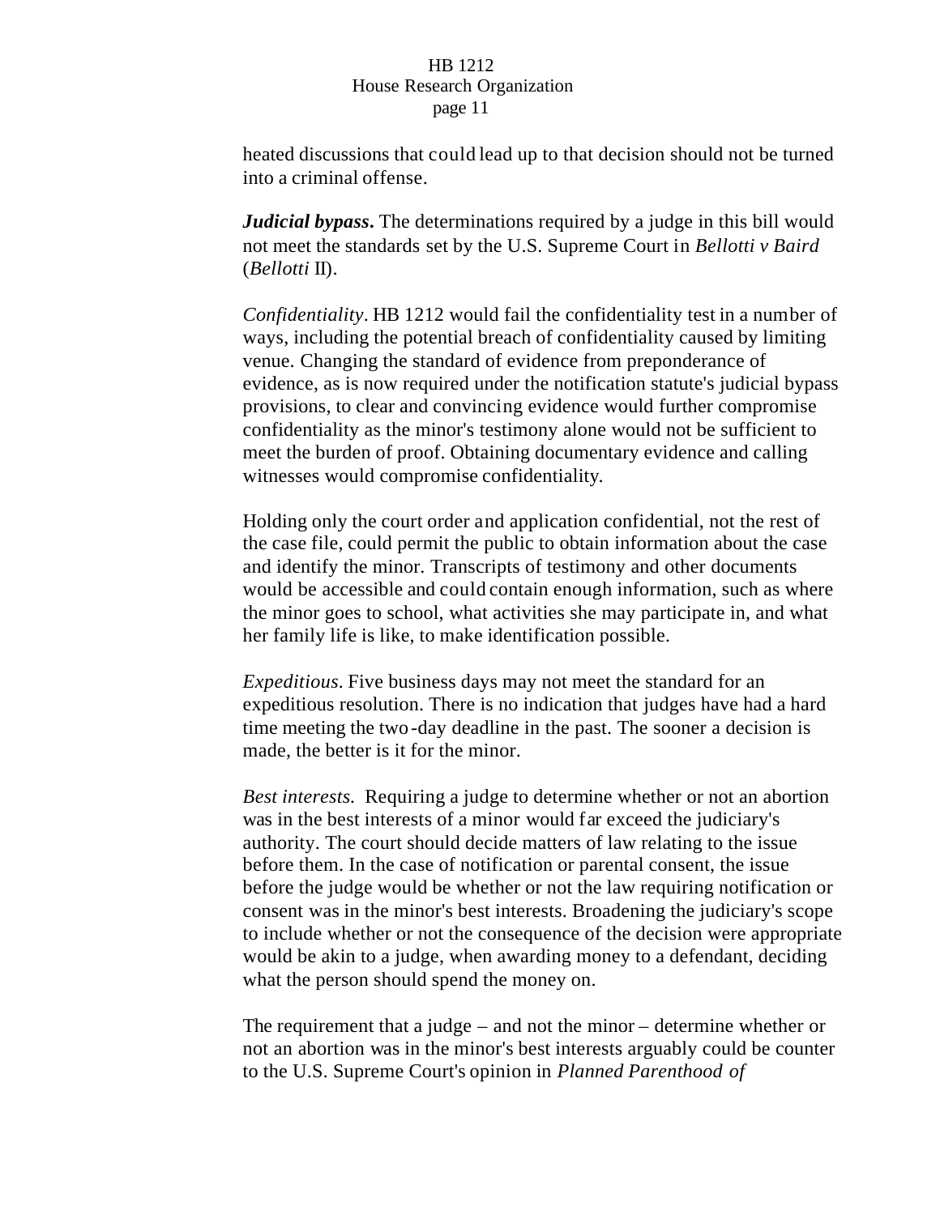heated discussions that could lead up to that decision should not be turned into a criminal offense.

***Judicial bypass*.** The determinations required by a judge in this bill would not meet the standards set by the U.S. Supreme Court in *Bellotti v Baird* (*Bellotti* II).

*Confidentiality*. HB 1212 would fail the confidentiality test in a number of ways, including the potential breach of confidentiality caused by limiting venue. Changing the standard of evidence from preponderance of evidence, as is now required under the notification statute's judicial bypass provisions, to clear and convincing evidence would further compromise confidentiality as the minor's testimony alone would not be sufficient to meet the burden of proof. Obtaining documentary evidence and calling witnesses would compromise confidentiality.

Holding only the court order and application confidential, not the rest of the case file, could permit the public to obtain information about the case and identify the minor. Transcripts of testimony and other documents would be accessible and could contain enough information, such as where the minor goes to school, what activities she may participate in, and what her family life is like, to make identification possible.

*Expeditious*. Five business days may not meet the standard for an expeditious resolution. There is no indication that judges have had a hard time meeting the two-day deadline in the past. The sooner a decision is made, the better is it for the minor.

*Best interests.* Requiring a judge to determine whether or not an abortion was in the best interests of a minor would far exceed the judiciary's authority. The court should decide matters of law relating to the issue before them. In the case of notification or parental consent, the issue before the judge would be whether or not the law requiring notification or consent was in the minor's best interests. Broadening the judiciary's scope to include whether or not the consequence of the decision were appropriate would be akin to a judge, when awarding money to a defendant, deciding what the person should spend the money on.

The requirement that a judge – and not the minor – determine whether or not an abortion was in the minor's best interests arguably could be counter to the U.S. Supreme Court's opinion in *Planned Parenthood of*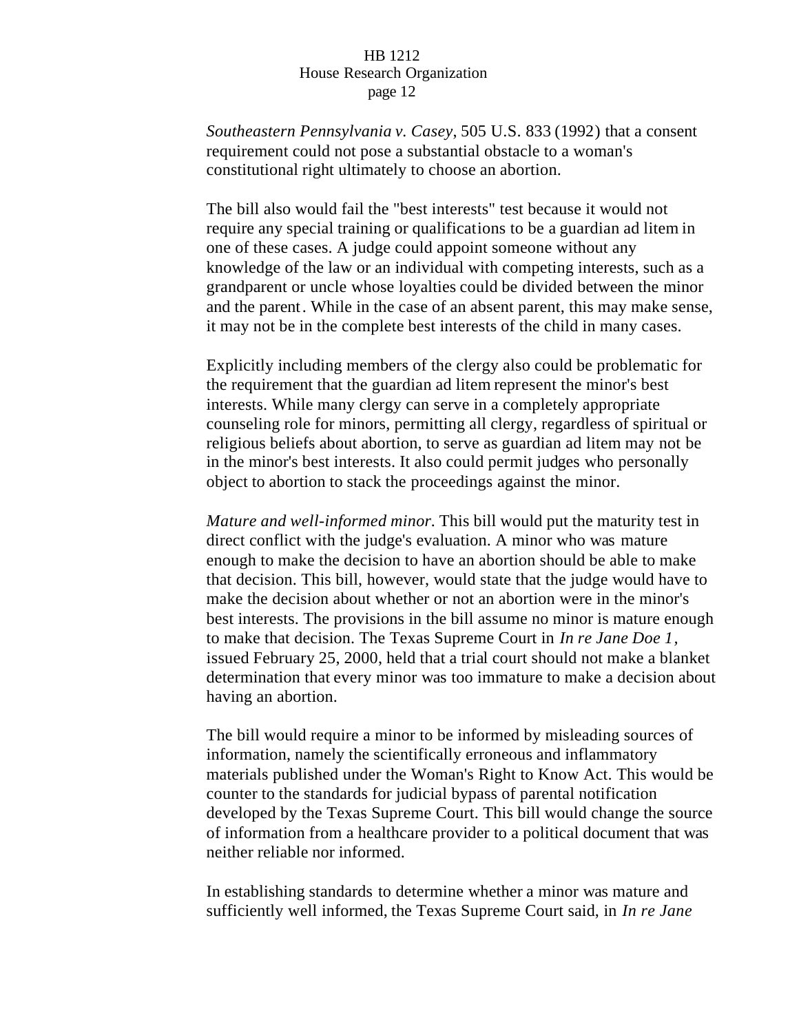*Southeastern Pennsylvania v. Casey*, 505 U.S. 833 (1992) that a consent requirement could not pose a substantial obstacle to a woman's constitutional right ultimately to choose an abortion.

The bill also would fail the "best interests" test because it would not require any special training or qualifications to be a guardian ad litem in one of these cases. A judge could appoint someone without any knowledge of the law or an individual with competing interests, such as a grandparent or uncle whose loyalties could be divided between the minor and the parent. While in the case of an absent parent, this may make sense, it may not be in the complete best interests of the child in many cases.

Explicitly including members of the clergy also could be problematic for the requirement that the guardian ad litem represent the minor's best interests. While many clergy can serve in a completely appropriate counseling role for minors, permitting all clergy, regardless of spiritual or religious beliefs about abortion, to serve as guardian ad litem may not be in the minor's best interests. It also could permit judges who personally object to abortion to stack the proceedings against the minor.

*Mature and well-informed minor.* This bill would put the maturity test in direct conflict with the judge's evaluation. A minor who was mature enough to make the decision to have an abortion should be able to make that decision. This bill, however, would state that the judge would have to make the decision about whether or not an abortion were in the minor's best interests. The provisions in the bill assume no minor is mature enough to make that decision. The Texas Supreme Court in *In re Jane Doe 1*, issued February 25, 2000, held that a trial court should not make a blanket determination that every minor was too immature to make a decision about having an abortion.

The bill would require a minor to be informed by misleading sources of information, namely the scientifically erroneous and inflammatory materials published under the Woman's Right to Know Act. This would be counter to the standards for judicial bypass of parental notification developed by the Texas Supreme Court. This bill would change the source of information from a healthcare provider to a political document that was neither reliable nor informed.

In establishing standards to determine whether a minor was mature and sufficiently well informed, the Texas Supreme Court said, in *In re Jane*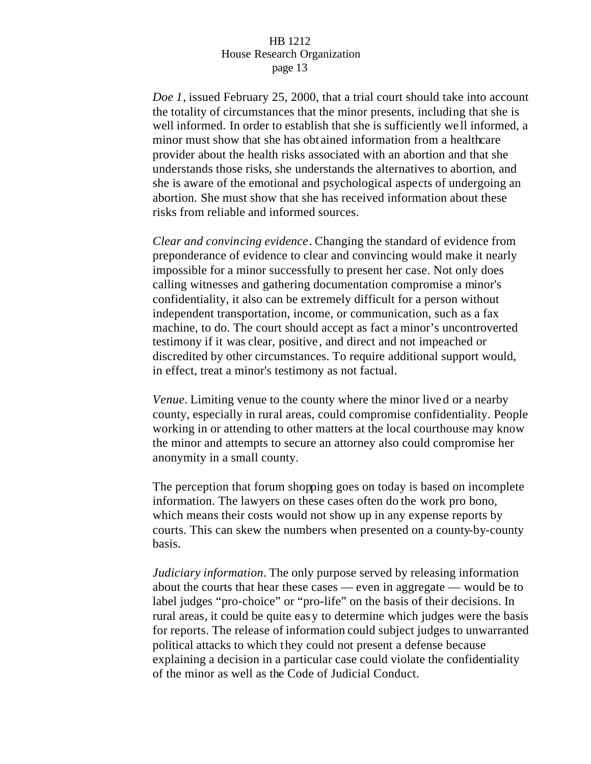*Doe 1*, issued February 25, 2000, that a trial court should take into account the totality of circumstances that the minor presents, including that she is well informed. In order to establish that she is sufficiently well informed, a minor must show that she has obtained information from a healthcare provider about the health risks associated with an abortion and that she understands those risks, she understands the alternatives to abortion, and she is aware of the emotional and psychological aspects of undergoing an abortion. She must show that she has received information about these risks from reliable and informed sources.

*Clear and convincing evidence*. Changing the standard of evidence from preponderance of evidence to clear and convincing would make it nearly impossible for a minor successfully to present her case. Not only does calling witnesses and gathering documentation compromise a minor's confidentiality, it also can be extremely difficult for a person without independent transportation, income, or communication, such as a fax machine, to do. The court should accept as fact a minor's uncontroverted testimony if it was clear, positive, and direct and not impeached or discredited by other circumstances. To require additional support would, in effect, treat a minor's testimony as not factual.

*Venue*. Limiting venue to the county where the minor lived or a nearby county, especially in rural areas, could compromise confidentiality. People working in or attending to other matters at the local courthouse may know the minor and attempts to secure an attorney also could compromise her anonymity in a small county.

The perception that forum shopping goes on today is based on incomplete information. The lawyers on these cases often do the work pro bono, which means their costs would not show up in any expense reports by courts. This can skew the numbers when presented on a county-by-county basis.

*Judiciary information*. The only purpose served by releasing information about the courts that hear these cases — even in aggregate — would be to label judges "pro-choice" or "pro-life" on the basis of their decisions. In rural areas, it could be quite easy to determine which judges were the basis for reports. The release of information could subject judges to unwarranted political attacks to which they could not present a defense because explaining a decision in a particular case could violate the confidentiality of the minor as well as the Code of Judicial Conduct.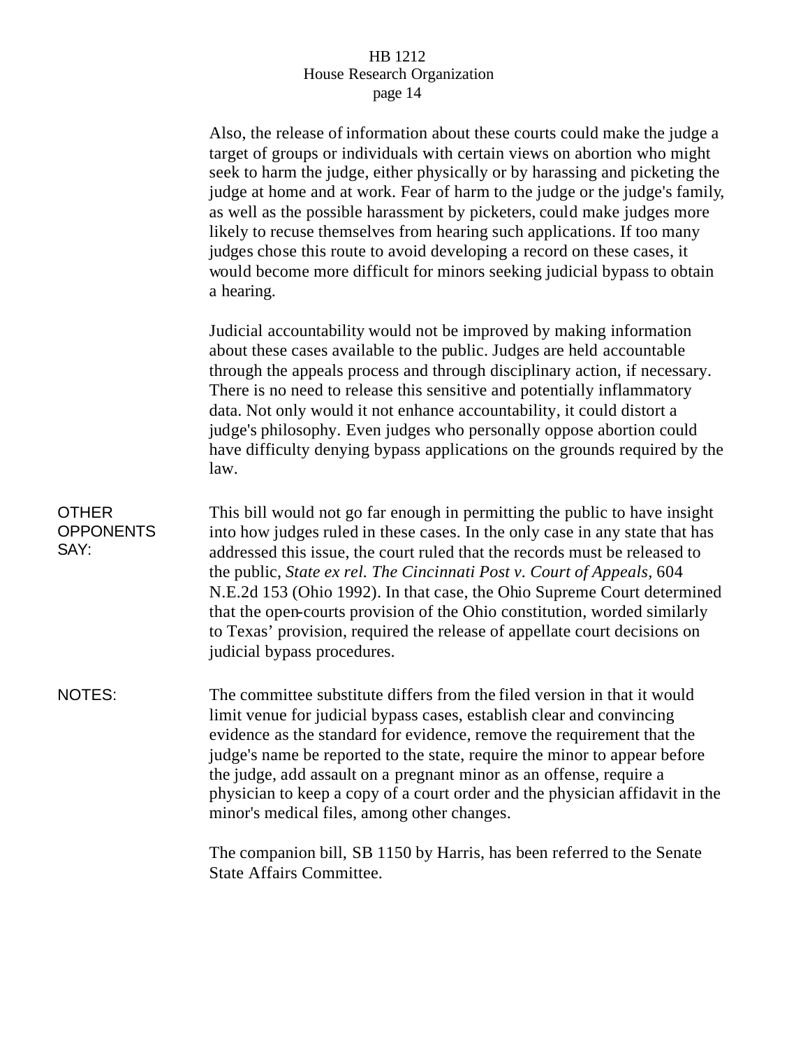Also, the release of information about these courts could make the judge a target of groups or individuals with certain views on abortion who might seek to harm the judge, either physically or by harassing and picketing the judge at home and at work. Fear of harm to the judge or the judge's family, as well as the possible harassment by picketers, could make judges more likely to recuse themselves from hearing such applications. If too many judges chose this route to avoid developing a record on these cases, it would become more difficult for minors seeking judicial bypass to obtain a hearing.

Judicial accountability would not be improved by making information about these cases available to the public. Judges are held accountable through the appeals process and through disciplinary action, if necessary. There is no need to release this sensitive and potentially inflammatory data. Not only would it not enhance accountability, it could distort a judge's philosophy. Even judges who personally oppose abortion could have difficulty denying bypass applications on the grounds required by the law.

**OTHER OPPONENTS SAY:**

This bill would not go far enough in permitting the public to have insight into how judges ruled in these cases. In the only case in any state that has addressed this issue, the court ruled that the records must be released to the public, *State ex rel. The Cincinnati Post v. Court of Appeals,* 604 N.E.2d 153 (Ohio 1992). In that case, the Ohio Supreme Court determined that the open-courts provision of the Ohio constitution, worded similarly to Texas' provision, required the release of appellate court decisions on judicial bypass procedures.

**NOTES:**

The committee substitute differs from the filed version in that it would limit venue for judicial bypass cases, establish clear and convincing evidence as the standard for evidence, remove the requirement that the judge's name be reported to the state, require the minor to appear before the judge, add assault on a pregnant minor as an offense, require a physician to keep a copy of a court order and the physician affidavit in the minor's medical files, among other changes.

The companion bill, SB 1150 by Harris, has been referred to the Senate State Affairs Committee.